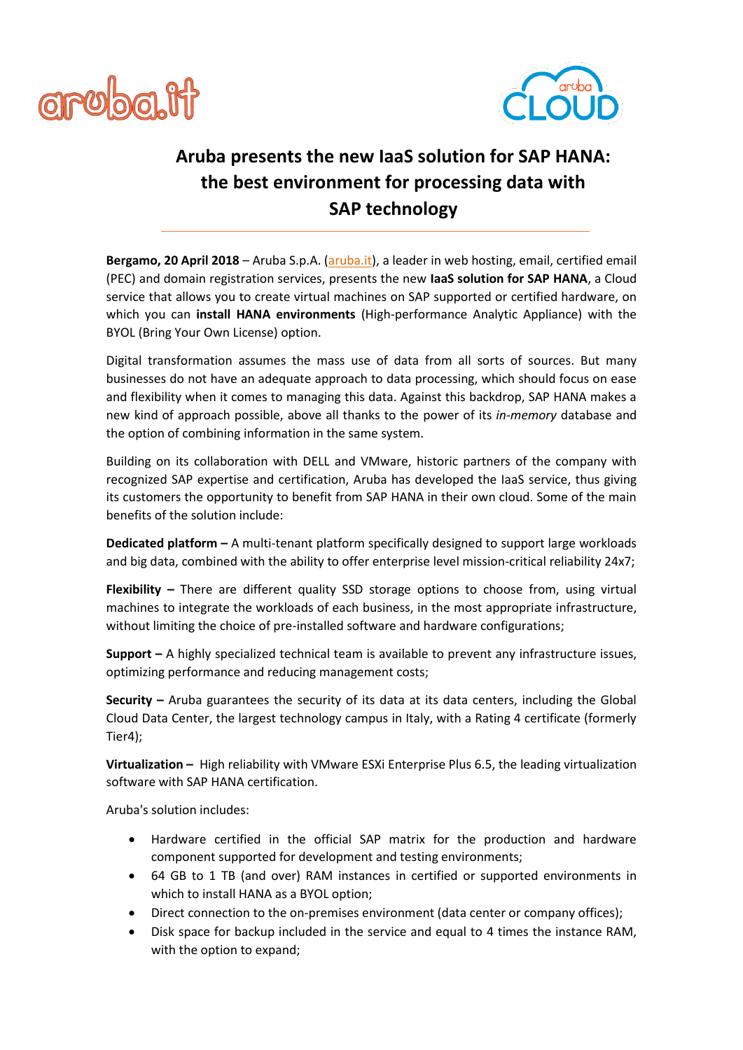# Aruba presents the new IaaS solution for SAP HANA: the best environment for processing data with SAP technology

**Bergamo, 20 April 2018** – Aruba S.p.A. (aruba.it), a leader in web hosting, email, certified email (PEC) and domain registration services, presents the new **IaaS solution for SAP HANA**, a Cloud service that allows you to create virtual machines on SAP supported or certified hardware, on which you can **install HANA environments** (High-performance Analytic Appliance) with the BYOL (Bring Your Own License) option.

Digital transformation assumes the mass use of data from all sorts of sources. But many businesses do not have an adequate approach to data processing, which should focus on ease and flexibility when it comes to managing this data. Against this backdrop, SAP HANA makes a new kind of approach possible, above all thanks to the power of its *in-memory* database and the option of combining information in the same system.

Building on its collaboration with DELL and VMware, historic partners of the company with recognized SAP expertise and certification, Aruba has developed the IaaS service, thus giving its customers the opportunity to benefit from SAP HANA in their own cloud. Some of the main benefits of the solution include:

**Dedicated platform –** A multi-tenant platform specifically designed to support large workloads and big data, combined with the ability to offer enterprise level mission-critical reliability 24x7;

**Flexibility –** There are different quality SSD storage options to choose from, using virtual machines to integrate the workloads of each business, in the most appropriate infrastructure, without limiting the choice of pre-installed software and hardware configurations;

**Support –** A highly specialized technical team is available to prevent any infrastructure issues, optimizing performance and reducing management costs;

**Security –** Aruba guarantees the security of its data at its data centers, including the Global Cloud Data Center, the largest technology campus in Italy, with a Rating 4 certificate (formerly Tier4);

**Virtualization –** High reliability with VMware ESXi Enterprise Plus 6.5, the leading virtualization software with SAP HANA certification.

Aruba's solution includes:

- Hardware certified in the official SAP matrix for the production and hardware component supported for development and testing environments;
- 64 GB to 1 TB (and over) RAM instances in certified or supported environments in which to install HANA as a BYOL option;
- Direct connection to the on-premises environment (data center or company offices);
- Disk space for backup included in the service and equal to 4 times the instance RAM, with the option to expand;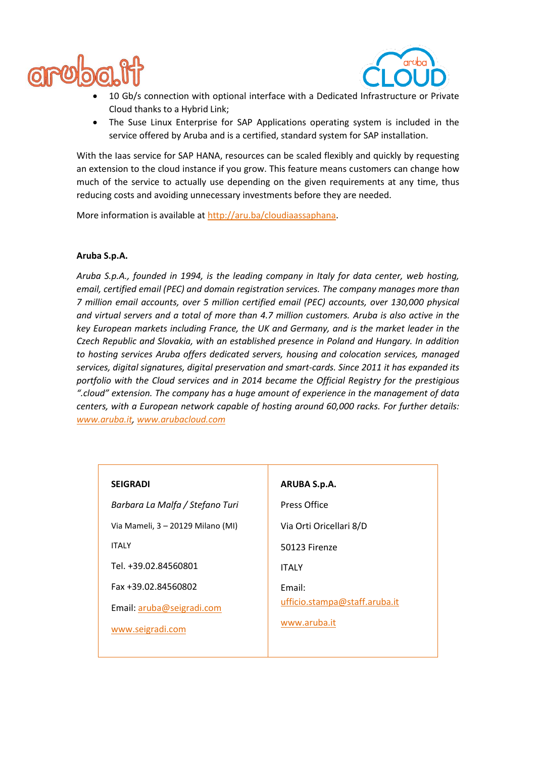- 10 Gb/s connection with optional interface with a Dedicated Infrastructure or Private Cloud thanks to a Hybrid Link;
- The Suse Linux Enterprise for SAP Applications operating system is included in the service offered by Aruba and is a certified, standard system for SAP installation.

With the Iaas service for SAP HANA, resources can be scaled flexibly and quickly by requesting an extension to the cloud instance if you grow. This feature means customers can change how much of the service to actually use depending on the given requirements at any time, thus reducing costs and avoiding unnecessary investments before they are needed.

More information is available at http://aru.ba/cloudiaassaphana.

**Aruba S.p.A.**

*Aruba S.p.A., founded in 1994, is the leading company in Italy for data center, web hosting, email, certified email (PEC) and domain registration services. The company manages more than 7 million email accounts, over 5 million certified email (PEC) accounts, over 130,000 physical and virtual servers and a total of more than 4.7 million customers. Aruba is also active in the key European markets including France, the UK and Germany, and is the market leader in the Czech Republic and Slovakia, with an established presence in Poland and Hungary. In addition to hosting services Aruba offers dedicated servers, housing and colocation services, managed services, digital signatures, digital preservation and smart-cards. Since 2011 it has expanded its portfolio with the Cloud services and in 2014 became the Official Registry for the prestigious ".cloud" extension. The company has a huge amount of experience in the management of data centers, with a European network capable of hosting around 60,000 racks. For further details: www.aruba.it, www.arubacloud.com*

| | |
|---|---|
| **SEIGRADI** | **ARUBA S.p.A.** |
| *Barbara La Malfa / Stefano Turi* | Press Office |
| Via Mameli, 3 – 20129 Milano (MI) | Via Orti Oricellari 8/D |
| ITALY | 50123 Firenze |
| Tel. +39.02.84560801 | ITALY |
| Fax +39.02.84560802 | Email: ufficio.stampa@staff.aruba.it |
| Email: aruba@seigradi.com | www.aruba.it |
| www.seigradi.com | |